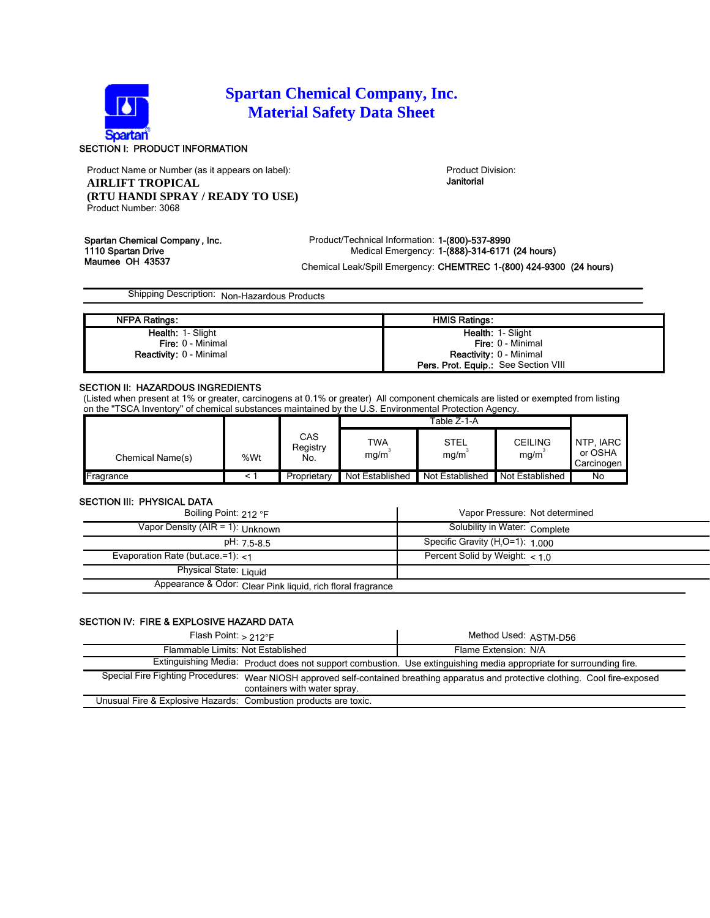# Spartan Chemical Company, Inc.
# Material Safety Data Sheet

## SECTION I: PRODUCT INFORMATION

Product Name or Number (as it appears on label):
**AIRLIFT TROPICAL**
**(RTU HANDI SPRAY / READY TO USE)**
Product Number: 3068

Product Division:
**Janitorial**

**Spartan Chemical Company , Inc.**
**1110 Spartan Drive**
**Maumee OH 43537**

Product/Technical Information: **1-(800)-537-8990**
Medical Emergency: **1-(888)-314-6171 (24 hours)**
Chemical Leak/Spill Emergency: **CHEMTREC 1-(800) 424-9300 (24 hours)**

Shipping Description: Non-Hazardous Products

| NFPA Ratings: | HMIS Ratings: |
|---|---|
| **Health:** 1- Slight | **Health:** 1- Slight |
| **Fire:** 0 - Minimal | **Fire:** 0 - Minimal |
| **Reactivity:** 0 - Minimal | **Reactivity:** 0 - Minimal |
| | **Pers. Prot. Equip.:** See Section VIII |

## SECTION II: HAZARDOUS INGREDIENTS

(Listed when present at 1% or greater, carcinogens at 0.1% or greater) All component chemicals are listed or exempted from listing on the "TSCA Inventory" of chemical substances maintained by the U.S. Environmental Protection Agency.

| Chemical Name(s) | %Wt | CAS Registry No. | Table Z-1-A TWA $mg/m^3$ | STEL $mg/m^3$ | CEILING $mg/m^3$ | NTP, IARC or OSHA Carcinogen |
|---|---|---|---|---|---|---|
| Fragrance | < 1 | Proprietary | Not Established | Not Established | Not Established | No |

## SECTION III: PHYSICAL DATA

| | |
|---|---|
| Boiling Point: 212 °F | Vapor Pressure: Not determined |
| Vapor Density (AIR = 1): Unknown | Solubility in Water: Complete |
| pH: 7.5-8.5 | Specific Gravity ($H_2O$=1): 1.000 |
| Evaporation Rate (but.ace.=1): <1 | Percent Solid by Weight: < 1.0 |
| Physical State: Liquid | |
| Appearance & Odor: Clear Pink liquid, rich floral fragrance | |

## SECTION IV: FIRE & EXPLOSIVE HAZARD DATA

| | |
|---|---|
| Flash Point: > 212°F | Method Used: ASTM-D56 |
| Flammable Limits: Not Established | Flame Extension: N/A |

Extinguishing Media: Product does not support combustion. Use extinguishing media appropriate for surrounding fire.

Special Fire Fighting Procedures: Wear NIOSH approved self-contained breathing apparatus and protective clothing. Cool fire-exposed containers with water spray.

Unusual Fire & Explosive Hazards: Combustion products are toxic.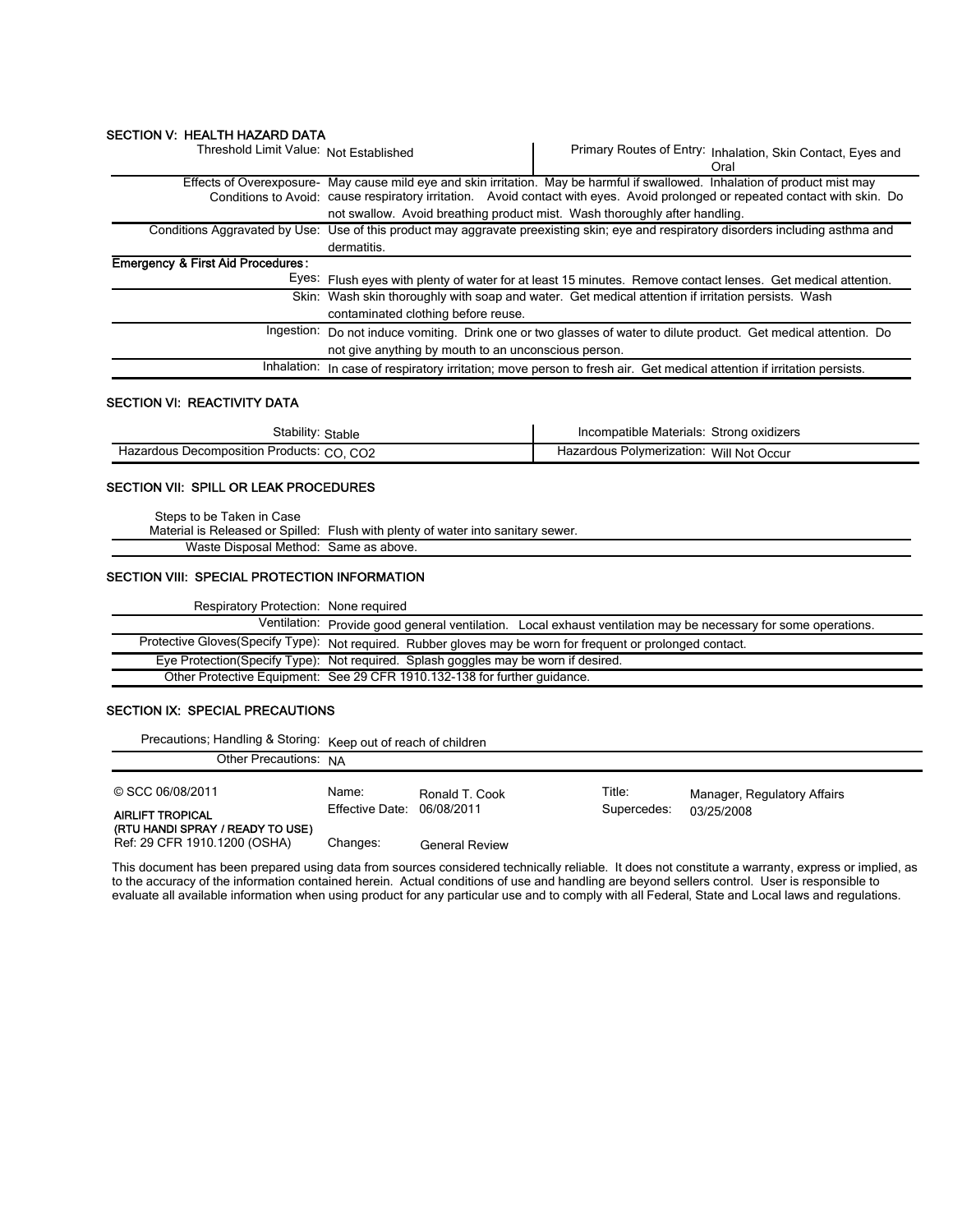## SECTION V: HEALTH HAZARD DATA

| | | | |
|---|---|---|---|
| Threshold Limit Value: | Not Established | Primary Routes of Entry: | Inhalation, Skin Contact, Eyes and Oral |

| | |
|---|---|
| Effects of Overexposure- Conditions to Avoid: | May cause mild eye and skin irritation. May be harmful if swallowed. Inhalation of product mist may cause respiratory irritation. Avoid contact with eyes. Avoid prolonged or repeated contact with skin. Do not swallow. Avoid breathing product mist. Wash thoroughly after handling. |
| Conditions Aggravated by Use: | Use of this product may aggravate preexisting skin; eye and respiratory disorders including asthma and dermatitis. |
| **Emergency & First Aid Procedures:** | |
| Eyes: | Flush eyes with plenty of water for at least 15 minutes. Remove contact lenses. Get medical attention. |
| Skin: | Wash skin thoroughly with soap and water. Get medical attention if irritation persists. Wash contaminated clothing before reuse. |
| Ingestion: | Do not induce vomiting. Drink one or two glasses of water to dilute product. Get medical attention. Do not give anything by mouth to an unconscious person. |
| Inhalation: | In case of respiratory irritation; move person to fresh air. Get medical attention if irritation persists. |

## SECTION VI: REACTIVITY DATA

| | | | |
|---|---|---|---|
| Stability: | Stable | Incompatible Materials: | Strong oxidizers |
| Hazardous Decomposition Products: | CO, $CO_2$ | Hazardous Polymerization: | Will Not Occur |

## SECTION VII: SPILL OR LEAK PROCEDURES

| | |
|---|---|
| Steps to be Taken in Case Material is Released or Spilled: | Flush with plenty of water into sanitary sewer. |
| Waste Disposal Method: | Same as above. |

## SECTION VIII: SPECIAL PROTECTION INFORMATION

| | |
|---|---|
| Respiratory Protection: | None required |
| Ventilation: | Provide good general ventilation. Local exhaust ventilation may be necessary for some operations. |
| Protective Gloves(Specify Type): | Not required. Rubber gloves may be worn for frequent or prolonged contact. |
| Eye Protection(Specify Type): | Not required. Splash goggles may be worn if desired. |
| Other Protective Equipment: | See 29 CFR 1910.132-138 for further guidance. |

## SECTION IX: SPECIAL PRECAUTIONS

| | |
|---|---|
| Precautions; Handling & Storing: | Keep out of reach of children |
| Other Precautions: | NA |

| | | | | |
|---|---|---|---|---|
| © SCC 06/08/2011 | Name: | Ronald T. Cook | Title: | Manager, Regulatory Affairs |
| **AIRLIFT TROPICAL (RTU HANDI SPRAY / READY TO USE)** | Effective Date: | 06/08/2011 | Supercedes: | 03/25/2008 |
| Ref: 29 CFR 1910.1200 (OSHA) | Changes: | General Review | | |

This document has been prepared using data from sources considered technically reliable. It does not constitute a warranty, express or implied, as to the accuracy of the information contained herein. Actual conditions of use and handling are beyond sellers control. User is responsible to evaluate all available information when using product for any particular use and to comply with all Federal, State and Local laws and regulations.